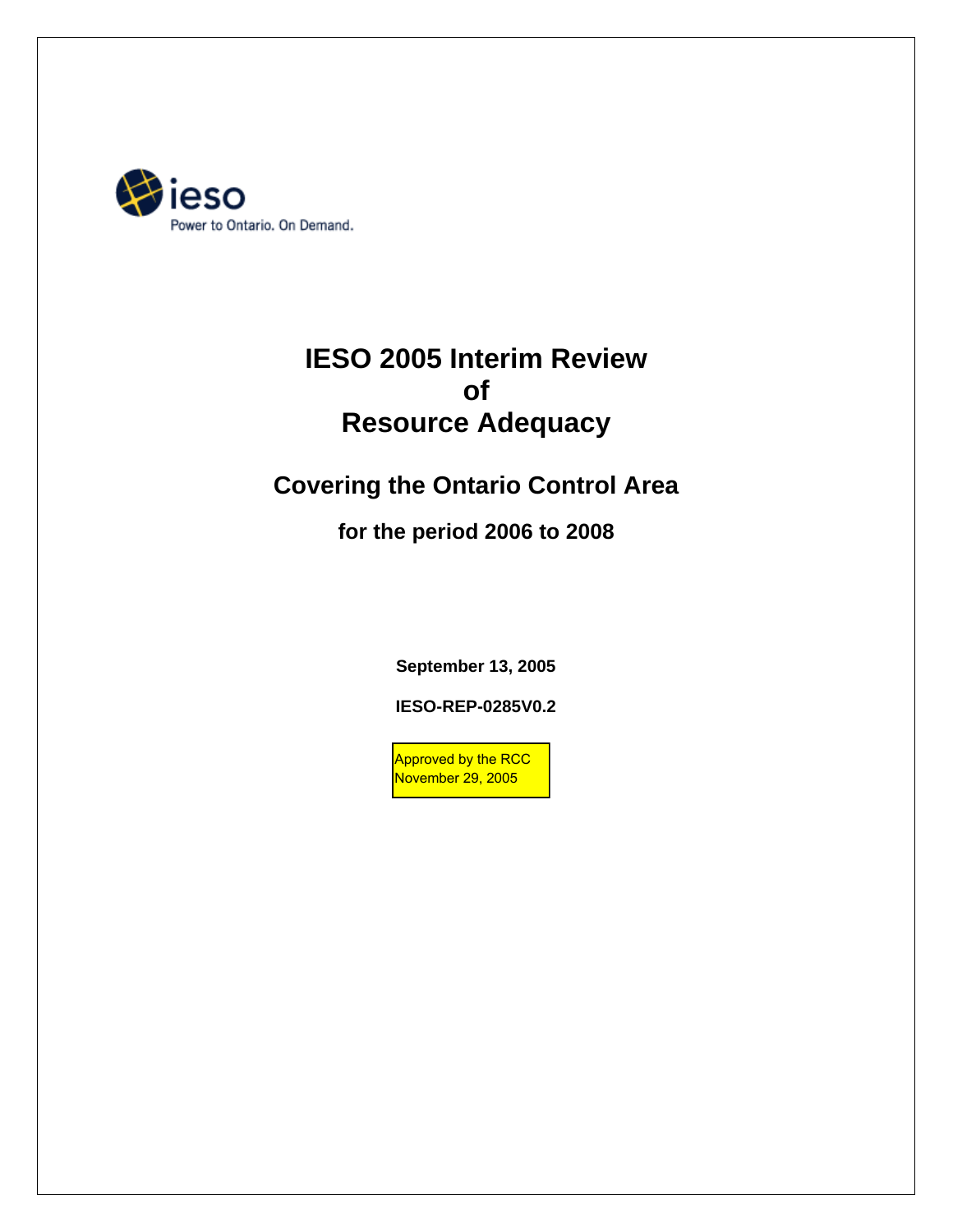ieso

Power to Ontario. On Demand.

# IESO 2005 Interim Review of Resource Adequacy

## Covering the Ontario Control Area

### for the period 2006 to 2008

**September 13, 2005**

**IESO-REP-0285V0.2**

Approved by the RCC
November 29, 2005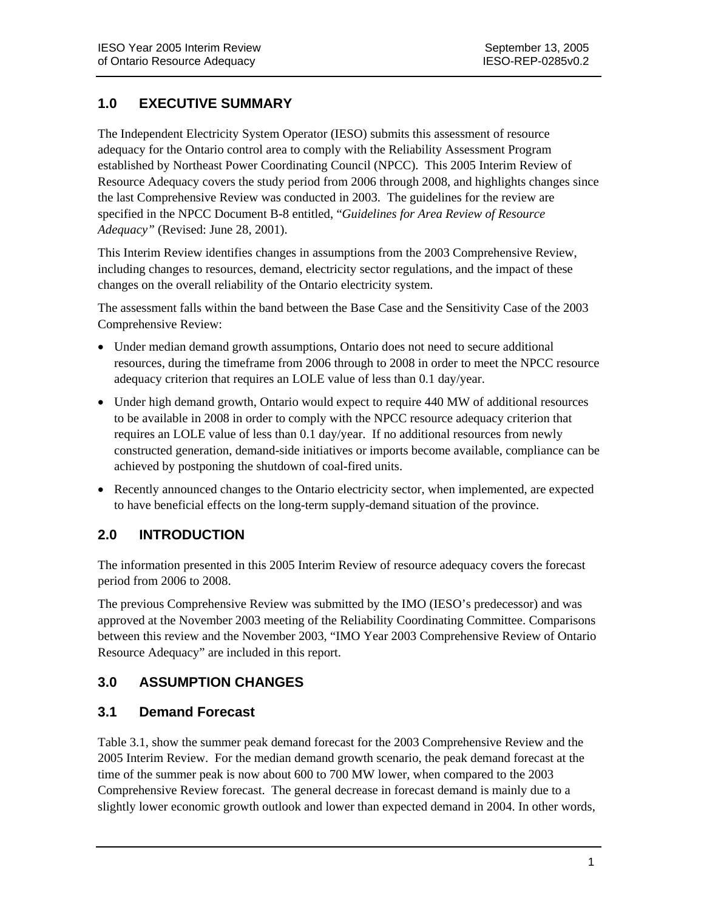## 1.0 EXECUTIVE SUMMARY

The Independent Electricity System Operator (IESO) submits this assessment of resource adequacy for the Ontario control area to comply with the Reliability Assessment Program established by Northeast Power Coordinating Council (NPCC). This 2005 Interim Review of Resource Adequacy covers the study period from 2006 through 2008, and highlights changes since the last Comprehensive Review was conducted in 2003. The guidelines for the review are specified in the NPCC Document B-8 entitled, "*Guidelines for Area Review of Resource Adequacy"* (Revised: June 28, 2001).

This Interim Review identifies changes in assumptions from the 2003 Comprehensive Review, including changes to resources, demand, electricity sector regulations, and the impact of these changes on the overall reliability of the Ontario electricity system.

The assessment falls within the band between the Base Case and the Sensitivity Case of the 2003 Comprehensive Review:

- Under median demand growth assumptions, Ontario does not need to secure additional resources, during the timeframe from 2006 through to 2008 in order to meet the NPCC resource adequacy criterion that requires an LOLE value of less than 0.1 day/year.
- Under high demand growth, Ontario would expect to require 440 MW of additional resources to be available in 2008 in order to comply with the NPCC resource adequacy criterion that requires an LOLE value of less than 0.1 day/year. If no additional resources from newly constructed generation, demand-side initiatives or imports become available, compliance can be achieved by postponing the shutdown of coal-fired units.
- Recently announced changes to the Ontario electricity sector, when implemented, are expected to have beneficial effects on the long-term supply-demand situation of the province.

## 2.0 INTRODUCTION

The information presented in this 2005 Interim Review of resource adequacy covers the forecast period from 2006 to 2008.

The previous Comprehensive Review was submitted by the IMO (IESO's predecessor) and was approved at the November 2003 meeting of the Reliability Coordinating Committee. Comparisons between this review and the November 2003, "IMO Year 2003 Comprehensive Review of Ontario Resource Adequacy" are included in this report.

## 3.0 ASSUMPTION CHANGES

### 3.1 Demand Forecast

Table 3.1, show the summer peak demand forecast for the 2003 Comprehensive Review and the 2005 Interim Review. For the median demand growth scenario, the peak demand forecast at the time of the summer peak is now about 600 to 700 MW lower, when compared to the 2003 Comprehensive Review forecast. The general decrease in forecast demand is mainly due to a slightly lower economic growth outlook and lower than expected demand in 2004. In other words,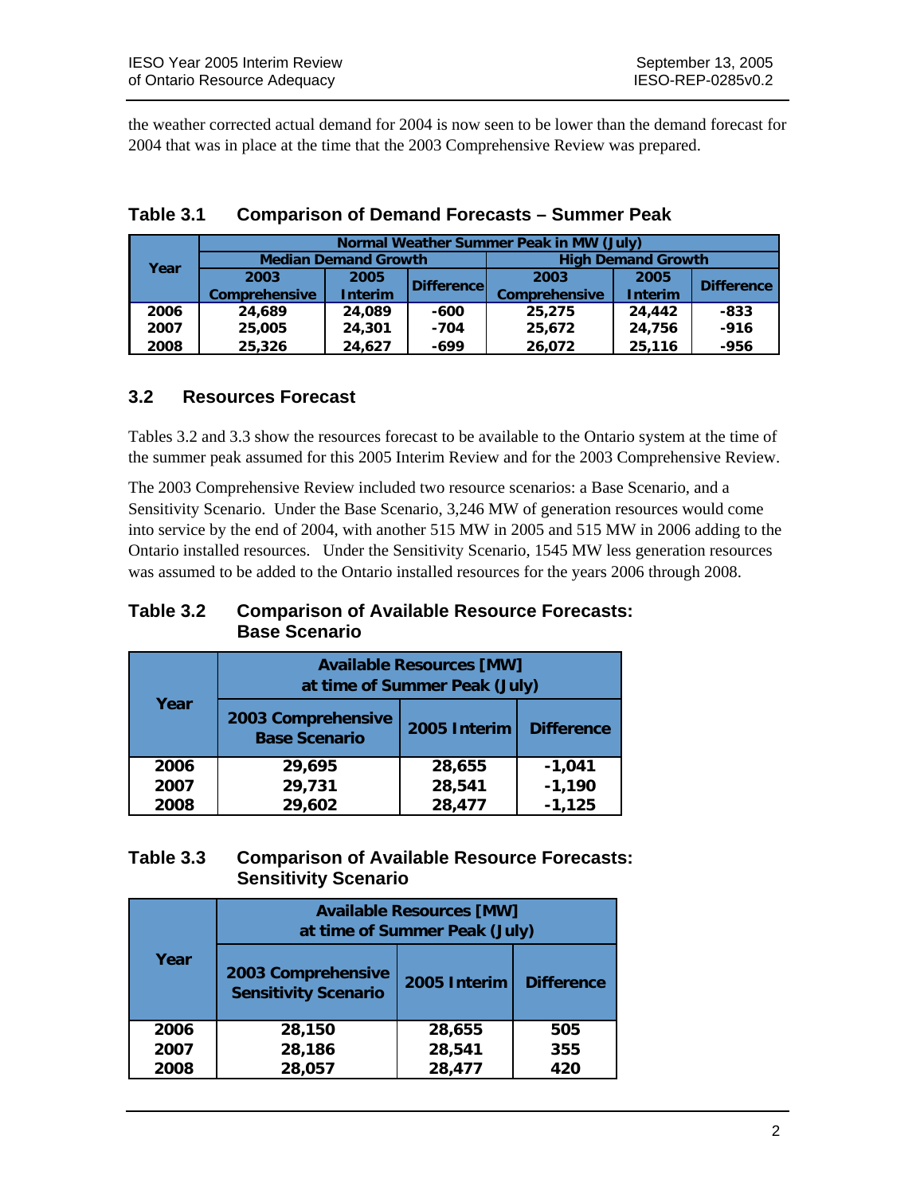the weather corrected actual demand for 2004 is now seen to be lower than the demand forecast for 2004 that was in place at the time that the 2003 Comprehensive Review was prepared.

**Table 3.1 Comparison of Demand Forecasts – Summer Peak**

| Year | Normal Weather Summer Peak in MW (July) | | | | | |
|---|---|---|---|---|---|---|
| | Median Demand Growth | | | High Demand Growth | | |
| | 2003 Comprehensive | 2005 Interim | Difference | 2003 Comprehensive | 2005 Interim | Difference |
| 2006 | 24,689 | 24,089 | -600 | 25,275 | 24,442 | -833 |
| 2007 | 25,005 | 24,301 | -704 | 25,672 | 24,756 | -916 |
| 2008 | 25,326 | 24,627 | -699 | 26,072 | 25,116 | -956 |

## 3.2 Resources Forecast

Tables 3.2 and 3.3 show the resources forecast to be available to the Ontario system at the time of the summer peak assumed for this 2005 Interim Review and for the 2003 Comprehensive Review.

The 2003 Comprehensive Review included two resource scenarios: a Base Scenario, and a Sensitivity Scenario. Under the Base Scenario, 3,246 MW of generation resources would come into service by the end of 2004, with another 515 MW in 2005 and 515 MW in 2006 adding to the Ontario installed resources. Under the Sensitivity Scenario, 1545 MW less generation resources was assumed to be added to the Ontario installed resources for the years 2006 through 2008.

**Table 3.2 Comparison of Available Resource Forecasts: Base Scenario**

| Year | Available Resources [MW] at time of Summer Peak (July) | | |
|---|---|---|---|
| | 2003 Comprehensive Base Scenario | 2005 Interim | Difference |
| 2006 | 29,695 | 28,655 | -1,041 |
| 2007 | 29,731 | 28,541 | -1,190 |
| 2008 | 29,602 | 28,477 | -1,125 |

**Table 3.3 Comparison of Available Resource Forecasts: Sensitivity Scenario**

| Year | Available Resources [MW] at time of Summer Peak (July) | | |
|---|---|---|---|
| | 2003 Comprehensive Sensitivity Scenario | 2005 Interim | Difference |
| 2006 | 28,150 | 28,655 | 505 |
| 2007 | 28,186 | 28,541 | 355 |
| 2008 | 28,057 | 28,477 | 420 |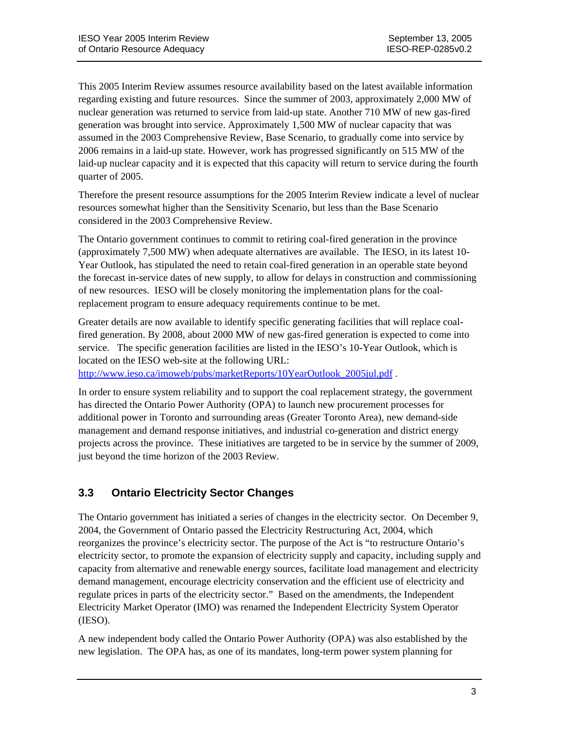This 2005 Interim Review assumes resource availability based on the latest available information regarding existing and future resources. Since the summer of 2003, approximately 2,000 MW of nuclear generation was returned to service from laid-up state. Another 710 MW of new gas-fired generation was brought into service. Approximately 1,500 MW of nuclear capacity that was assumed in the 2003 Comprehensive Review, Base Scenario, to gradually come into service by 2006 remains in a laid-up state. However, work has progressed significantly on 515 MW of the laid-up nuclear capacity and it is expected that this capacity will return to service during the fourth quarter of 2005.

Therefore the present resource assumptions for the 2005 Interim Review indicate a level of nuclear resources somewhat higher than the Sensitivity Scenario, but less than the Base Scenario considered in the 2003 Comprehensive Review.

The Ontario government continues to commit to retiring coal-fired generation in the province (approximately 7,500 MW) when adequate alternatives are available. The IESO, in its latest 10-Year Outlook, has stipulated the need to retain coal-fired generation in an operable state beyond the forecast in-service dates of new supply, to allow for delays in construction and commissioning of new resources. IESO will be closely monitoring the implementation plans for the coal-replacement program to ensure adequacy requirements continue to be met.

Greater details are now available to identify specific generating facilities that will replace coal-fired generation. By 2008, about 2000 MW of new gas-fired generation is expected to come into service. The specific generation facilities are listed in the IESO's 10-Year Outlook, which is located on the IESO web-site at the following URL:
http://www.ieso.ca/imoweb/pubs/marketReports/10YearOutlook_2005jul.pdf .

In order to ensure system reliability and to support the coal replacement strategy, the government has directed the Ontario Power Authority (OPA) to launch new procurement processes for additional power in Toronto and surrounding areas (Greater Toronto Area), new demand-side management and demand response initiatives, and industrial co-generation and district energy projects across the province. These initiatives are targeted to be in service by the summer of 2009, just beyond the time horizon of the 2003 Review.

## 3.3 Ontario Electricity Sector Changes

The Ontario government has initiated a series of changes in the electricity sector. On December 9, 2004, the Government of Ontario passed the Electricity Restructuring Act, 2004, which reorganizes the province's electricity sector. The purpose of the Act is "to restructure Ontario's electricity sector, to promote the expansion of electricity supply and capacity, including supply and capacity from alternative and renewable energy sources, facilitate load management and electricity demand management, encourage electricity conservation and the efficient use of electricity and regulate prices in parts of the electricity sector." Based on the amendments, the Independent Electricity Market Operator (IMO) was renamed the Independent Electricity System Operator (IESO).

A new independent body called the Ontario Power Authority (OPA) was also established by the new legislation. The OPA has, as one of its mandates, long-term power system planning for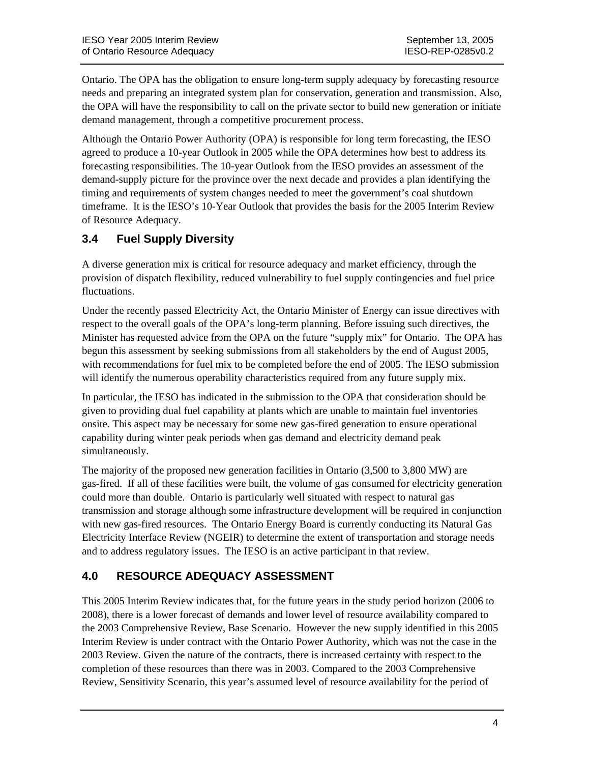Ontario. The OPA has the obligation to ensure long-term supply adequacy by forecasting resource needs and preparing an integrated system plan for conservation, generation and transmission. Also, the OPA will have the responsibility to call on the private sector to build new generation or initiate demand management, through a competitive procurement process.

Although the Ontario Power Authority (OPA) is responsible for long term forecasting, the IESO agreed to produce a 10-year Outlook in 2005 while the OPA determines how best to address its forecasting responsibilities. The 10-year Outlook from the IESO provides an assessment of the demand-supply picture for the province over the next decade and provides a plan identifying the timing and requirements of system changes needed to meet the government's coal shutdown timeframe. It is the IESO's 10-Year Outlook that provides the basis for the 2005 Interim Review of Resource Adequacy.

### 3.4 Fuel Supply Diversity

A diverse generation mix is critical for resource adequacy and market efficiency, through the provision of dispatch flexibility, reduced vulnerability to fuel supply contingencies and fuel price fluctuations.

Under the recently passed Electricity Act, the Ontario Minister of Energy can issue directives with respect to the overall goals of the OPA's long-term planning. Before issuing such directives, the Minister has requested advice from the OPA on the future "supply mix" for Ontario. The OPA has begun this assessment by seeking submissions from all stakeholders by the end of August 2005, with recommendations for fuel mix to be completed before the end of 2005. The IESO submission will identify the numerous operability characteristics required from any future supply mix.

In particular, the IESO has indicated in the submission to the OPA that consideration should be given to providing dual fuel capability at plants which are unable to maintain fuel inventories onsite. This aspect may be necessary for some new gas-fired generation to ensure operational capability during winter peak periods when gas demand and electricity demand peak simultaneously.

The majority of the proposed new generation facilities in Ontario (3,500 to 3,800 MW) are gas-fired. If all of these facilities were built, the volume of gas consumed for electricity generation could more than double. Ontario is particularly well situated with respect to natural gas transmission and storage although some infrastructure development will be required in conjunction with new gas-fired resources. The Ontario Energy Board is currently conducting its Natural Gas Electricity Interface Review (NGEIR) to determine the extent of transportation and storage needs and to address regulatory issues. The IESO is an active participant in that review.

## 4.0 RESOURCE ADEQUACY ASSESSMENT

This 2005 Interim Review indicates that, for the future years in the study period horizon (2006 to 2008), there is a lower forecast of demands and lower level of resource availability compared to the 2003 Comprehensive Review, Base Scenario. However the new supply identified in this 2005 Interim Review is under contract with the Ontario Power Authority, which was not the case in the 2003 Review. Given the nature of the contracts, there is increased certainty with respect to the completion of these resources than there was in 2003. Compared to the 2003 Comprehensive Review, Sensitivity Scenario, this year's assumed level of resource availability for the period of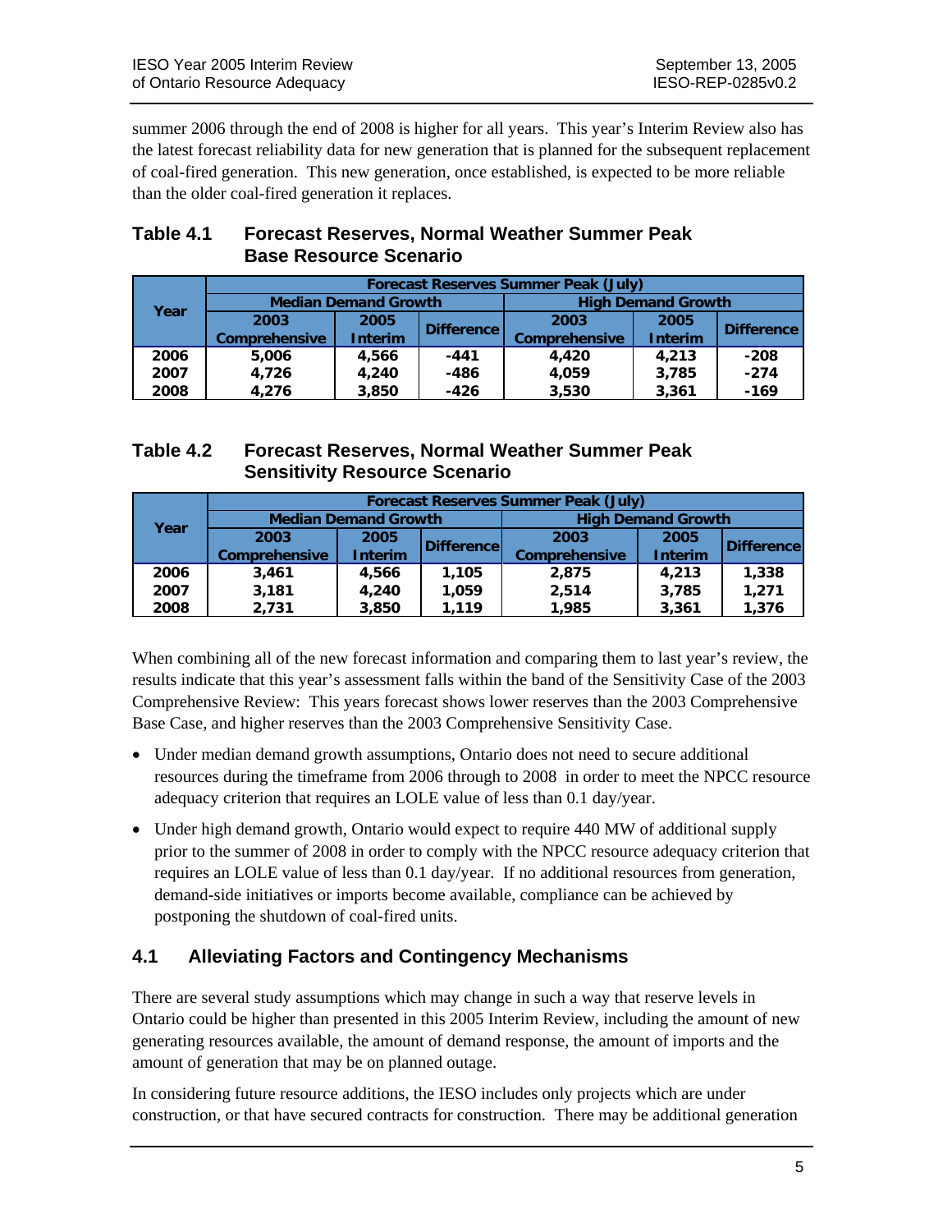summer 2006 through the end of 2008 is higher for all years. This year's Interim Review also has the latest forecast reliability data for new generation that is planned for the subsequent replacement of coal-fired generation. This new generation, once established, is expected to be more reliable than the older coal-fired generation it replaces.

### Table 4.1 Forecast Reserves, Normal Weather Summer Peak Base Resource Scenario

| Year | Forecast Reserves Summer Peak (July) | | | | | |
|---|---|---|---|---|---|---|
| | Median Demand Growth | | | High Demand Growth | | |
| | 2003 Comprehensive | 2005 Interim | Difference | 2003 Comprehensive | 2005 Interim | Difference |
| 2006 | 5,006 | 4,566 | -441 | 4,420 | 4,213 | -208 |
| 2007 | 4,726 | 4,240 | -486 | 4,059 | 3,785 | -274 |
| 2008 | 4,276 | 3,850 | -426 | 3,530 | 3,361 | -169 |

### Table 4.2 Forecast Reserves, Normal Weather Summer Peak Sensitivity Resource Scenario

| Year | Forecast Reserves Summer Peak (July) | | | | | |
|---|---|---|---|---|---|---|
| | Median Demand Growth | | | High Demand Growth | | |
| | 2003 Comprehensive | 2005 Interim | Difference | 2003 Comprehensive | 2005 Interim | Difference |
| 2006 | 3,461 | 4,566 | 1,105 | 2,875 | 4,213 | 1,338 |
| 2007 | 3,181 | 4,240 | 1,059 | 2,514 | 3,785 | 1,271 |
| 2008 | 2,731 | 3,850 | 1,119 | 1,985 | 3,361 | 1,376 |

When combining all of the new forecast information and comparing them to last year's review, the results indicate that this year's assessment falls within the band of the Sensitivity Case of the 2003 Comprehensive Review: This years forecast shows lower reserves than the 2003 Comprehensive Base Case, and higher reserves than the 2003 Comprehensive Sensitivity Case.

- Under median demand growth assumptions, Ontario does not need to secure additional resources during the timeframe from 2006 through to 2008 in order to meet the NPCC resource adequacy criterion that requires an LOLE value of less than 0.1 day/year.
- Under high demand growth, Ontario would expect to require 440 MW of additional supply prior to the summer of 2008 in order to comply with the NPCC resource adequacy criterion that requires an LOLE value of less than 0.1 day/year. If no additional resources from generation, demand-side initiatives or imports become available, compliance can be achieved by postponing the shutdown of coal-fired units.

## 4.1 Alleviating Factors and Contingency Mechanisms

There are several study assumptions which may change in such a way that reserve levels in Ontario could be higher than presented in this 2005 Interim Review, including the amount of new generating resources available, the amount of demand response, the amount of imports and the amount of generation that may be on planned outage.

In considering future resource additions, the IESO includes only projects which are under construction, or that have secured contracts for construction. There may be additional generation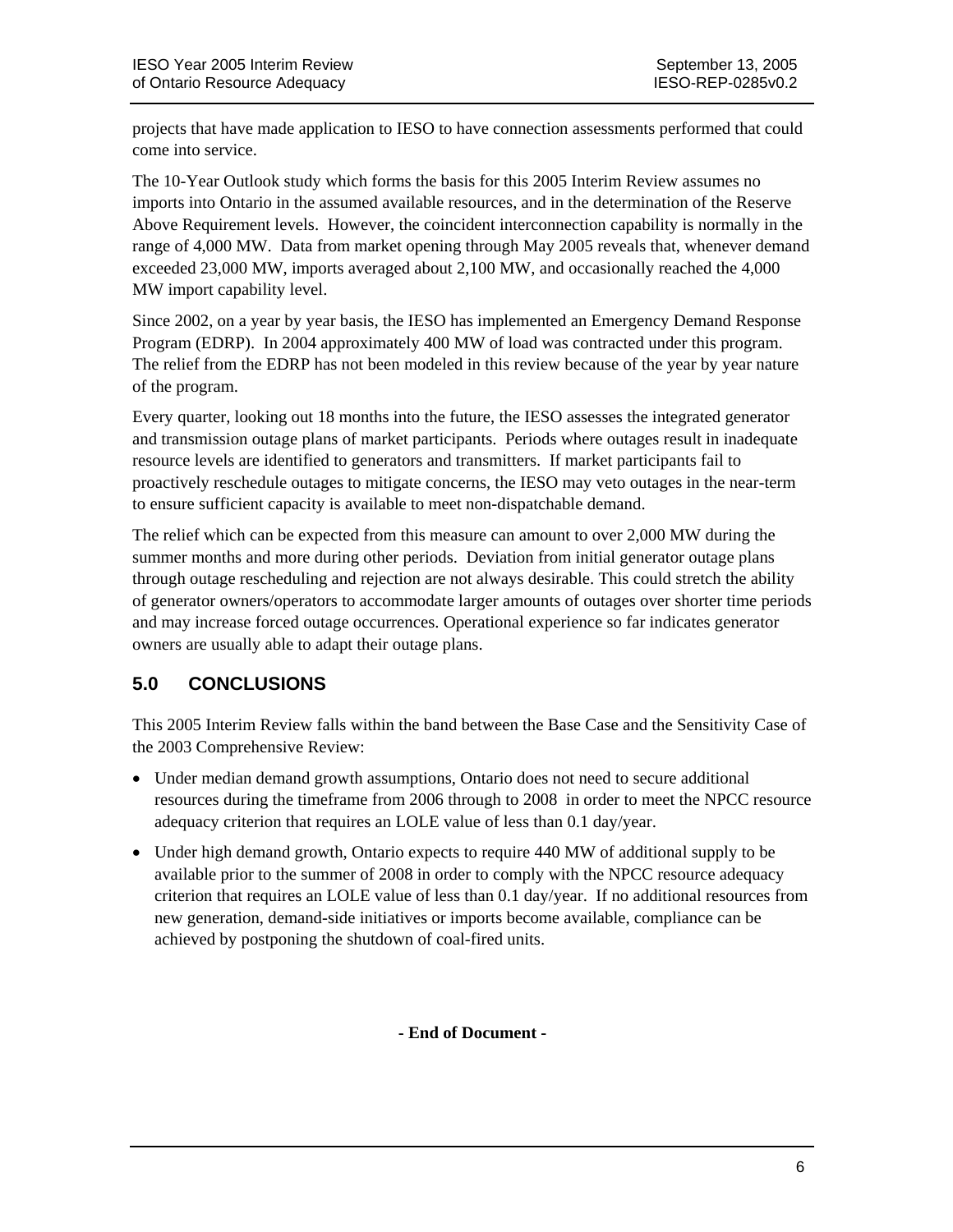projects that have made application to IESO to have connection assessments performed that could come into service.

The 10-Year Outlook study which forms the basis for this 2005 Interim Review assumes no imports into Ontario in the assumed available resources, and in the determination of the Reserve Above Requirement levels. However, the coincident interconnection capability is normally in the range of 4,000 MW. Data from market opening through May 2005 reveals that, whenever demand exceeded 23,000 MW, imports averaged about 2,100 MW, and occasionally reached the 4,000 MW import capability level.

Since 2002, on a year by year basis, the IESO has implemented an Emergency Demand Response Program (EDRP). In 2004 approximately 400 MW of load was contracted under this program. The relief from the EDRP has not been modeled in this review because of the year by year nature of the program.

Every quarter, looking out 18 months into the future, the IESO assesses the integrated generator and transmission outage plans of market participants. Periods where outages result in inadequate resource levels are identified to generators and transmitters. If market participants fail to proactively reschedule outages to mitigate concerns, the IESO may veto outages in the near-term to ensure sufficient capacity is available to meet non-dispatchable demand.

The relief which can be expected from this measure can amount to over 2,000 MW during the summer months and more during other periods. Deviation from initial generator outage plans through outage rescheduling and rejection are not always desirable. This could stretch the ability of generator owners/operators to accommodate larger amounts of outages over shorter time periods and may increase forced outage occurrences. Operational experience so far indicates generator owners are usually able to adapt their outage plans.

## 5.0 CONCLUSIONS

This 2005 Interim Review falls within the band between the Base Case and the Sensitivity Case of the 2003 Comprehensive Review:

- Under median demand growth assumptions, Ontario does not need to secure additional resources during the timeframe from 2006 through to 2008 in order to meet the NPCC resource adequacy criterion that requires an LOLE value of less than 0.1 day/year.
- Under high demand growth, Ontario expects to require 440 MW of additional supply to be available prior to the summer of 2008 in order to comply with the NPCC resource adequacy criterion that requires an LOLE value of less than 0.1 day/year. If no additional resources from new generation, demand-side initiatives or imports become available, compliance can be achieved by postponing the shutdown of coal-fired units.

**- End of Document -**